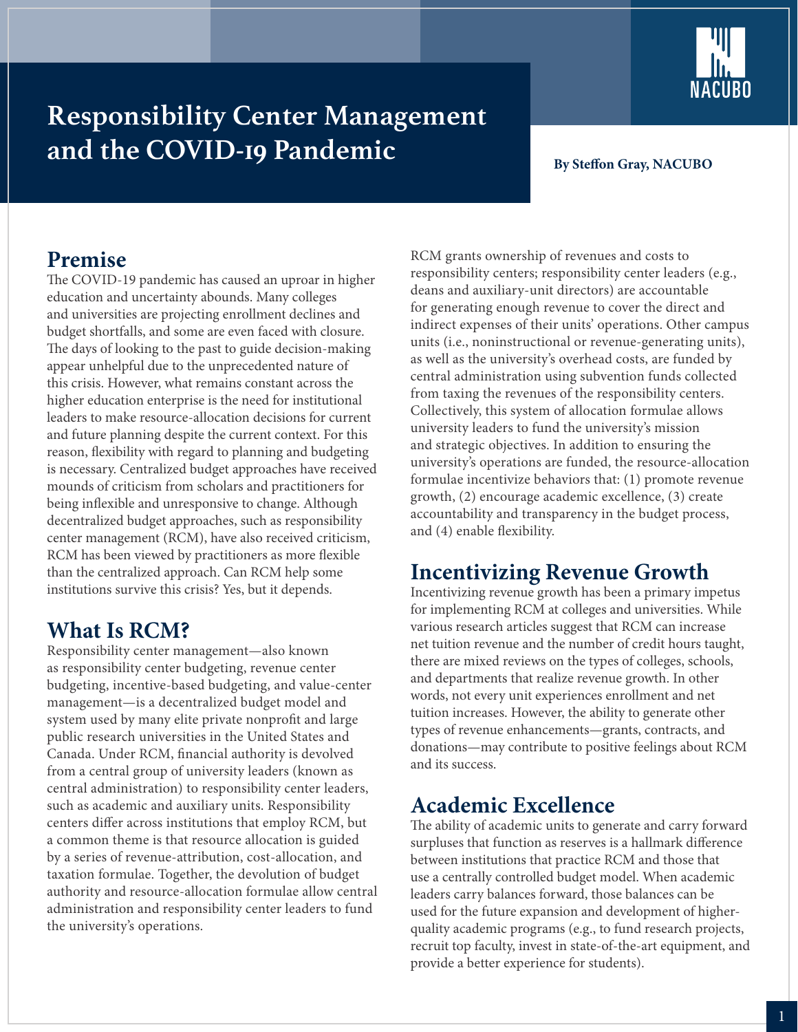# Responsibility Center Management and the COVID-19 Pandemic

**By Steffon Gray, NACUBO**

## Premise

The COVID-19 pandemic has caused an uproar in higher education and uncertainty abounds. Many colleges and universities are projecting enrollment declines and budget shortfalls, and some are even faced with closure. The days of looking to the past to guide decision-making appear unhelpful due to the unprecedented nature of this crisis. However, what remains constant across the higher education enterprise is the need for institutional leaders to make resource-allocation decisions for current and future planning despite the current context. For this reason, flexibility with regard to planning and budgeting is necessary. Centralized budget approaches have received mounds of criticism from scholars and practitioners for being inflexible and unresponsive to change. Although decentralized budget approaches, such as responsibility center management (RCM), have also received criticism, RCM has been viewed by practitioners as more flexible than the centralized approach. Can RCM help some institutions survive this crisis? Yes, but it depends.

## What Is RCM?

Responsibility center management—also known as responsibility center budgeting, revenue center budgeting, incentive-based budgeting, and value-center management—is a decentralized budget model and system used by many elite private nonprofit and large public research universities in the United States and Canada. Under RCM, financial authority is devolved from a central group of university leaders (known as central administration) to responsibility center leaders, such as academic and auxiliary units. Responsibility centers differ across institutions that employ RCM, but a common theme is that resource allocation is guided by a series of revenue-attribution, cost-allocation, and taxation formulae. Together, the devolution of budget authority and resource-allocation formulae allow central administration and responsibility center leaders to fund the university's operations.

RCM grants ownership of revenues and costs to responsibility centers; responsibility center leaders (e.g., deans and auxiliary-unit directors) are accountable for generating enough revenue to cover the direct and indirect expenses of their units' operations. Other campus units (i.e., noninstructional or revenue-generating units), as well as the university's overhead costs, are funded by central administration using subvention funds collected from taxing the revenues of the responsibility centers. Collectively, this system of allocation formulae allows university leaders to fund the university's mission and strategic objectives. In addition to ensuring the university's operations are funded, the resource-allocation formulae incentivize behaviors that: (1) promote revenue growth, (2) encourage academic excellence, (3) create accountability and transparency in the budget process, and (4) enable flexibility.

## Incentivizing Revenue Growth

Incentivizing revenue growth has been a primary impetus for implementing RCM at colleges and universities. While various research articles suggest that RCM can increase net tuition revenue and the number of credit hours taught, there are mixed reviews on the types of colleges, schools, and departments that realize revenue growth. In other words, not every unit experiences enrollment and net tuition increases. However, the ability to generate other types of revenue enhancements—grants, contracts, and donations—may contribute to positive feelings about RCM and its success.

## Academic Excellence

The ability of academic units to generate and carry forward surpluses that function as reserves is a hallmark difference between institutions that practice RCM and those that use a centrally controlled budget model. When academic leaders carry balances forward, those balances can be used for the future expansion and development of higher-quality academic programs (e.g., to fund research projects, recruit top faculty, invest in state-of-the-art equipment, and provide a better experience for students).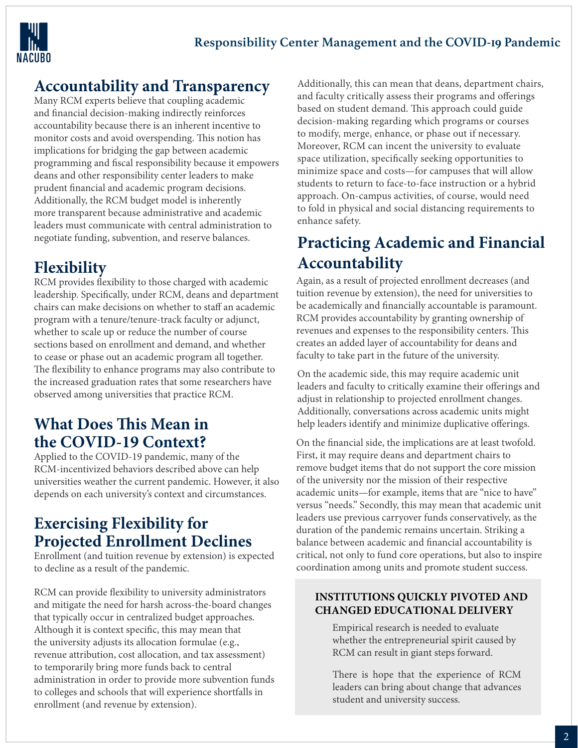## Accountability and Transparency

Many RCM experts believe that coupling academic and financial decision-making indirectly reinforces accountability because there is an inherent incentive to monitor costs and avoid overspending. This notion has implications for bridging the gap between academic programming and fiscal responsibility because it empowers deans and other responsibility center leaders to make prudent financial and academic program decisions. Additionally, the RCM budget model is inherently more transparent because administrative and academic leaders must communicate with central administration to negotiate funding, subvention, and reserve balances.

## Flexibility

RCM provides flexibility to those charged with academic leadership. Specifically, under RCM, deans and department chairs can make decisions on whether to staff an academic program with a tenure/tenure-track faculty or adjunct, whether to scale up or reduce the number of course sections based on enrollment and demand, and whether to cease or phase out an academic program all together. The flexibility to enhance programs may also contribute to the increased graduation rates that some researchers have observed among universities that practice RCM.

## What Does This Mean in the COVID-19 Context?

Applied to the COVID-19 pandemic, many of the RCM-incentivized behaviors described above can help universities weather the current pandemic. However, it also depends on each university's context and circumstances.

## Exercising Flexibility for Projected Enrollment Declines

Enrollment (and tuition revenue by extension) is expected to decline as a result of the pandemic.

RCM can provide flexibility to university administrators and mitigate the need for harsh across-the-board changes that typically occur in centralized budget approaches. Although it is context specific, this may mean that the university adjusts its allocation formulae (e.g., revenue attribution, cost allocation, and tax assessment) to temporarily bring more funds back to central administration in order to provide more subvention funds to colleges and schools that will experience shortfalls in enrollment (and revenue by extension).

Additionally, this can mean that deans, department chairs, and faculty critically assess their programs and offerings based on student demand. This approach could guide decision-making regarding which programs or courses to modify, merge, enhance, or phase out if necessary. Moreover, RCM can incent the university to evaluate space utilization, specifically seeking opportunities to minimize space and costs—for campuses that will allow students to return to face-to-face instruction or a hybrid approach. On-campus activities, of course, would need to fold in physical and social distancing requirements to enhance safety.

## Practicing Academic and Financial Accountability

Again, as a result of projected enrollment decreases (and tuition revenue by extension), the need for universities to be academically and financially accountable is paramount. RCM provides accountability by granting ownership of revenues and expenses to the responsibility centers. This creates an added layer of accountability for deans and faculty to take part in the future of the university.

On the academic side, this may require academic unit leaders and faculty to critically examine their offerings and adjust in relationship to projected enrollment changes. Additionally, conversations across academic units might help leaders identify and minimize duplicative offerings.

On the financial side, the implications are at least twofold. First, it may require deans and department chairs to remove budget items that do not support the core mission of the university nor the mission of their respective academic units—for example, items that are "nice to have" versus "needs." Secondly, this may mean that academic unit leaders use previous carryover funds conservatively, as the duration of the pandemic remains uncertain. Striking a balance between academic and financial accountability is critical, not only to fund core operations, but also to inspire coordination among units and promote student success.

**INSTITUTIONS QUICKLY PIVOTED AND CHANGED EDUCATIONAL DELIVERY**

Empirical research is needed to evaluate whether the entrepreneurial spirit caused by RCM can result in giant steps forward.

There is hope that the experience of RCM leaders can bring about change that advances student and university success.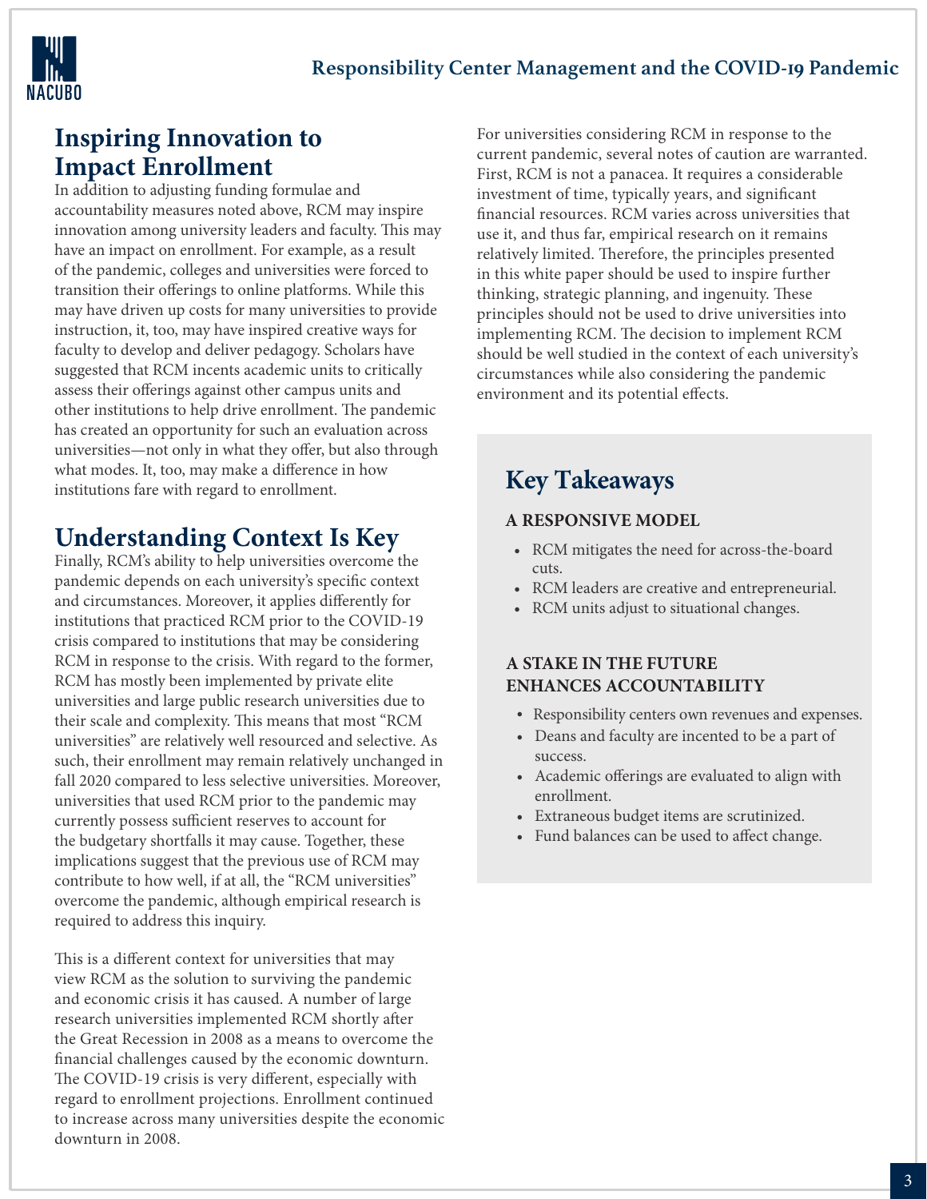## Inspiring Innovation to Impact Enrollment

In addition to adjusting funding formulae and accountability measures noted above, RCM may inspire innovation among university leaders and faculty. This may have an impact on enrollment. For example, as a result of the pandemic, colleges and universities were forced to transition their offerings to online platforms. While this may have driven up costs for many universities to provide instruction, it, too, may have inspired creative ways for faculty to develop and deliver pedagogy. Scholars have suggested that RCM incents academic units to critically assess their offerings against other campus units and other institutions to help drive enrollment. The pandemic has created an opportunity for such an evaluation across universities—not only in what they offer, but also through what modes. It, too, may make a difference in how institutions fare with regard to enrollment.

## Understanding Context Is Key

Finally, RCM's ability to help universities overcome the pandemic depends on each university's specific context and circumstances. Moreover, it applies differently for institutions that practiced RCM prior to the COVID-19 crisis compared to institutions that may be considering RCM in response to the crisis. With regard to the former, RCM has mostly been implemented by private elite universities and large public research universities due to their scale and complexity. This means that most "RCM universities" are relatively well resourced and selective. As such, their enrollment may remain relatively unchanged in fall 2020 compared to less selective universities. Moreover, universities that used RCM prior to the pandemic may currently possess sufficient reserves to account for the budgetary shortfalls it may cause. Together, these implications suggest that the previous use of RCM may contribute to how well, if at all, the "RCM universities" overcome the pandemic, although empirical research is required to address this inquiry.

This is a different context for universities that may view RCM as the solution to surviving the pandemic and economic crisis it has caused. A number of large research universities implemented RCM shortly after the Great Recession in 2008 as a means to overcome the financial challenges caused by the economic downturn. The COVID-19 crisis is very different, especially with regard to enrollment projections. Enrollment continued to increase across many universities despite the economic downturn in 2008.

For universities considering RCM in response to the current pandemic, several notes of caution are warranted. First, RCM is not a panacea. It requires a considerable investment of time, typically years, and significant financial resources. RCM varies across universities that use it, and thus far, empirical research on it remains relatively limited. Therefore, the principles presented in this white paper should be used to inspire further thinking, strategic planning, and ingenuity. These principles should not be used to drive universities into implementing RCM. The decision to implement RCM should be well studied in the context of each university's circumstances while also considering the pandemic environment and its potential effects.

## Key Takeaways

### A RESPONSIVE MODEL

- RCM mitigates the need for across-the-board cuts.
- RCM leaders are creative and entrepreneurial.
- RCM units adjust to situational changes.

### A STAKE IN THE FUTURE ENHANCES ACCOUNTABILITY

- Responsibility centers own revenues and expenses.
- Deans and faculty are incented to be a part of success.
- Academic offerings are evaluated to align with enrollment.
- Extraneous budget items are scrutinized.
- Fund balances can be used to affect change.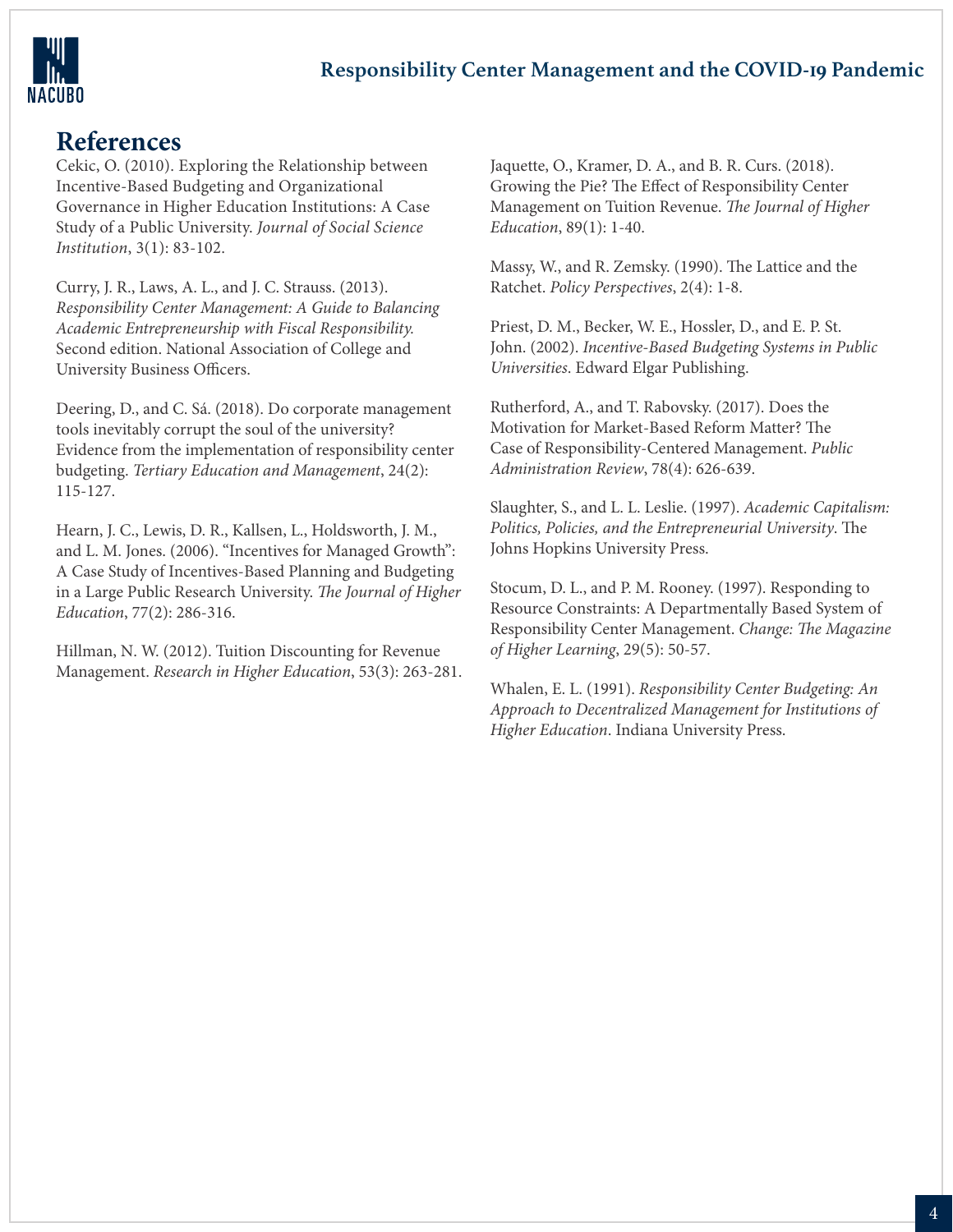# References

Cekic, O. (2010). Exploring the Relationship between Incentive-Based Budgeting and Organizational Governance in Higher Education Institutions: A Case Study of a Public University. *Journal of Social Science Institution*, 3(1): 83-102.

Curry, J. R., Laws, A. L., and J. C. Strauss. (2013). *Responsibility Center Management: A Guide to Balancing Academic Entrepreneurship with Fiscal Responsibility.* Second edition. National Association of College and University Business Officers.

Deering, D., and C. Sá. (2018). Do corporate management tools inevitably corrupt the soul of the university? Evidence from the implementation of responsibility center budgeting. *Tertiary Education and Management*, 24(2): 115-127.

Hearn, J. C., Lewis, D. R., Kallsen, L., Holdsworth, J. M., and L. M. Jones. (2006). "Incentives for Managed Growth": A Case Study of Incentives-Based Planning and Budgeting in a Large Public Research University. *The Journal of Higher Education*, 77(2): 286-316.

Hillman, N. W. (2012). Tuition Discounting for Revenue Management. *Research in Higher Education*, 53(3): 263-281.

Jaquette, O., Kramer, D. A., and B. R. Curs. (2018). Growing the Pie? The Effect of Responsibility Center Management on Tuition Revenue. *The Journal of Higher Education*, 89(1): 1-40.

Massy, W., and R. Zemsky. (1990). The Lattice and the Ratchet. *Policy Perspectives*, 2(4): 1-8.

Priest, D. M., Becker, W. E., Hossler, D., and E. P. St. John. (2002). *Incentive-Based Budgeting Systems in Public Universities*. Edward Elgar Publishing.

Rutherford, A., and T. Rabovsky. (2017). Does the Motivation for Market-Based Reform Matter? The Case of Responsibility-Centered Management. *Public Administration Review*, 78(4): 626-639.

Slaughter, S., and L. L. Leslie. (1997). *Academic Capitalism: Politics, Policies, and the Entrepreneurial University*. The Johns Hopkins University Press.

Stocum, D. L., and P. M. Rooney. (1997). Responding to Resource Constraints: A Departmentally Based System of Responsibility Center Management. *Change: The Magazine of Higher Learning*, 29(5): 50-57.

Whalen, E. L. (1991). *Responsibility Center Budgeting: An Approach to Decentralized Management for Institutions of Higher Education*. Indiana University Press.